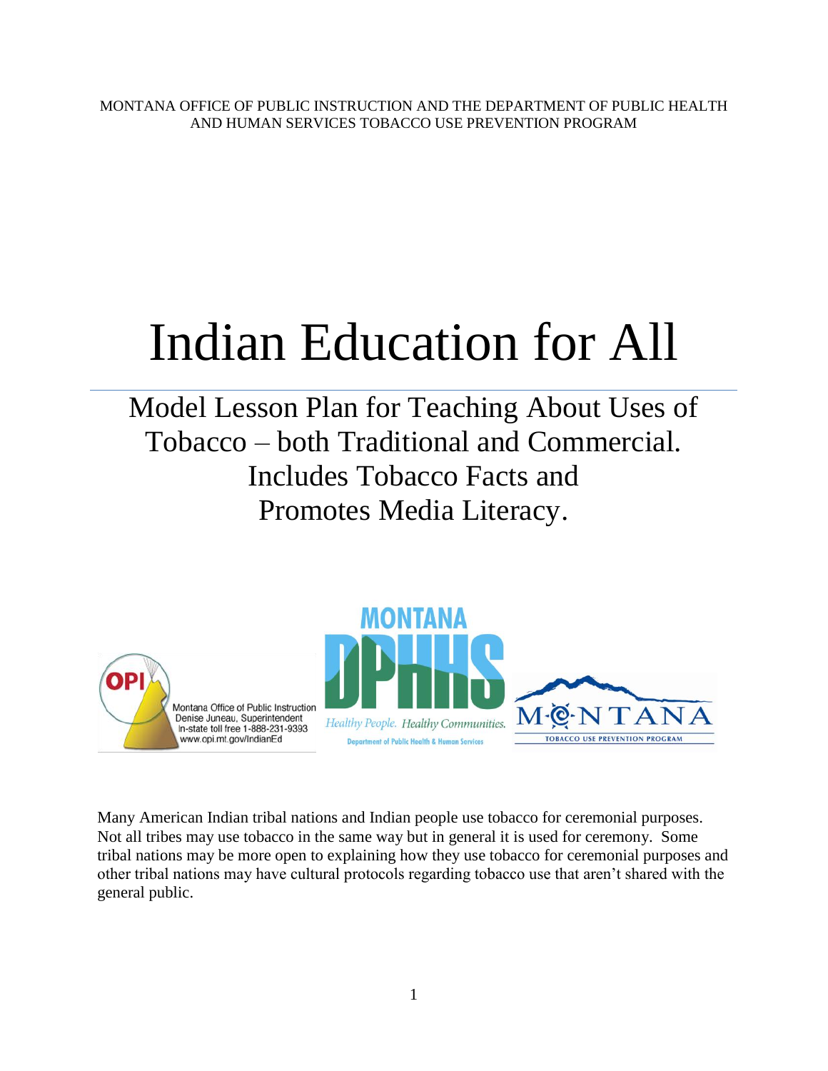MONTANA OFFICE OF PUBLIC INSTRUCTION AND THE DEPARTMENT OF PUBLIC HEALTH AND HUMAN SERVICES TOBACCO USE PREVENTION PROGRAM

# Indian Education for All

## Model Lesson Plan for Teaching About Uses of Tobacco – both Traditional and Commercial. Includes Tobacco Facts and Promotes Media Literacy.

Montana Office of Public Instruction
Denise Juneau, Superintendent
In-state toll free 1-888-231-9393
www.opi.mt.gov/IndianEd

MONTANA DPHHS
Healthy People. Healthy Communities.
Department of Public Health & Human Services

MONTANA
TOBACCO USE PREVENTION PROGRAM

Many American Indian tribal nations and Indian people use tobacco for ceremonial purposes. Not all tribes may use tobacco in the same way but in general it is used for ceremony. Some tribal nations may be more open to explaining how they use tobacco for ceremonial purposes and other tribal nations may have cultural protocols regarding tobacco use that aren't shared with the general public.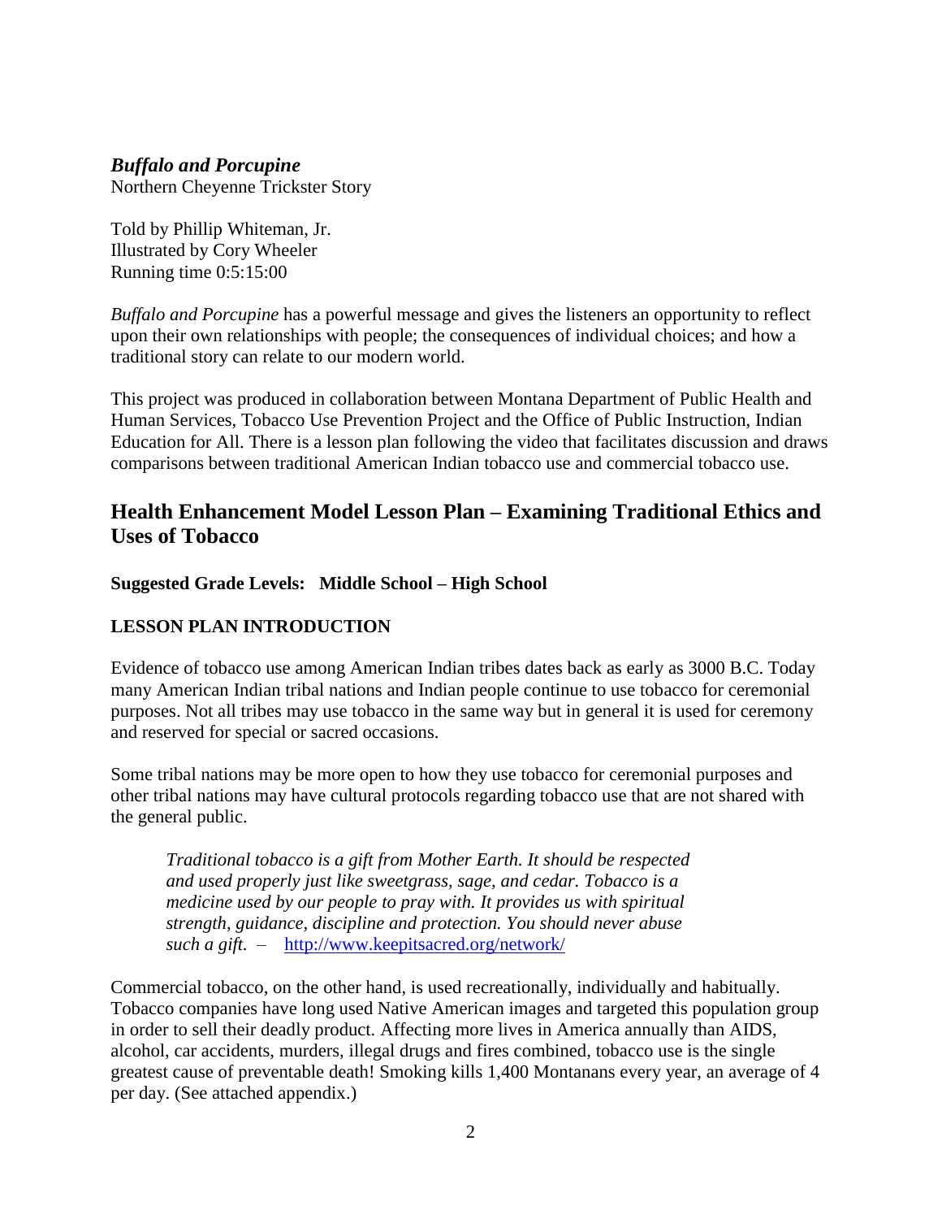***Buffalo and Porcupine***
Northern Cheyenne Trickster Story

Told by Phillip Whiteman, Jr.
Illustrated by Cory Wheeler
Running time 0:5:15:00

*Buffalo and Porcupine* has a powerful message and gives the listeners an opportunity to reflect upon their own relationships with people; the consequences of individual choices; and how a traditional story can relate to our modern world.

This project was produced in collaboration between Montana Department of Public Health and Human Services, Tobacco Use Prevention Project and the Office of Public Instruction, Indian Education for All. There is a lesson plan following the video that facilitates discussion and draws comparisons between traditional American Indian tobacco use and commercial tobacco use.

## Health Enhancement Model Lesson Plan – Examining Traditional Ethics and Uses of Tobacco

**Suggested Grade Levels: Middle School – High School**

**LESSON PLAN INTRODUCTION**

Evidence of tobacco use among American Indian tribes dates back as early as 3000 B.C. Today many American Indian tribal nations and Indian people continue to use tobacco for ceremonial purposes. Not all tribes may use tobacco in the same way but in general it is used for ceremony and reserved for special or sacred occasions.

Some tribal nations may be more open to how they use tobacco for ceremonial purposes and other tribal nations may have cultural protocols regarding tobacco use that are not shared with the general public.

> *Traditional tobacco is a gift from Mother Earth. It should be respected and used properly just like sweetgrass, sage, and cedar. Tobacco is a medicine used by our people to pray with. It provides us with spiritual strength, guidance, discipline and protection. You should never abuse such a gift.* – http://www.keepitsacred.org/network/

Commercial tobacco, on the other hand, is used recreationally, individually and habitually. Tobacco companies have long used Native American images and targeted this population group in order to sell their deadly product. Affecting more lives in America annually than AIDS, alcohol, car accidents, murders, illegal drugs and fires combined, tobacco use is the single greatest cause of preventable death! Smoking kills 1,400 Montanans every year, an average of 4 per day. (See attached appendix.)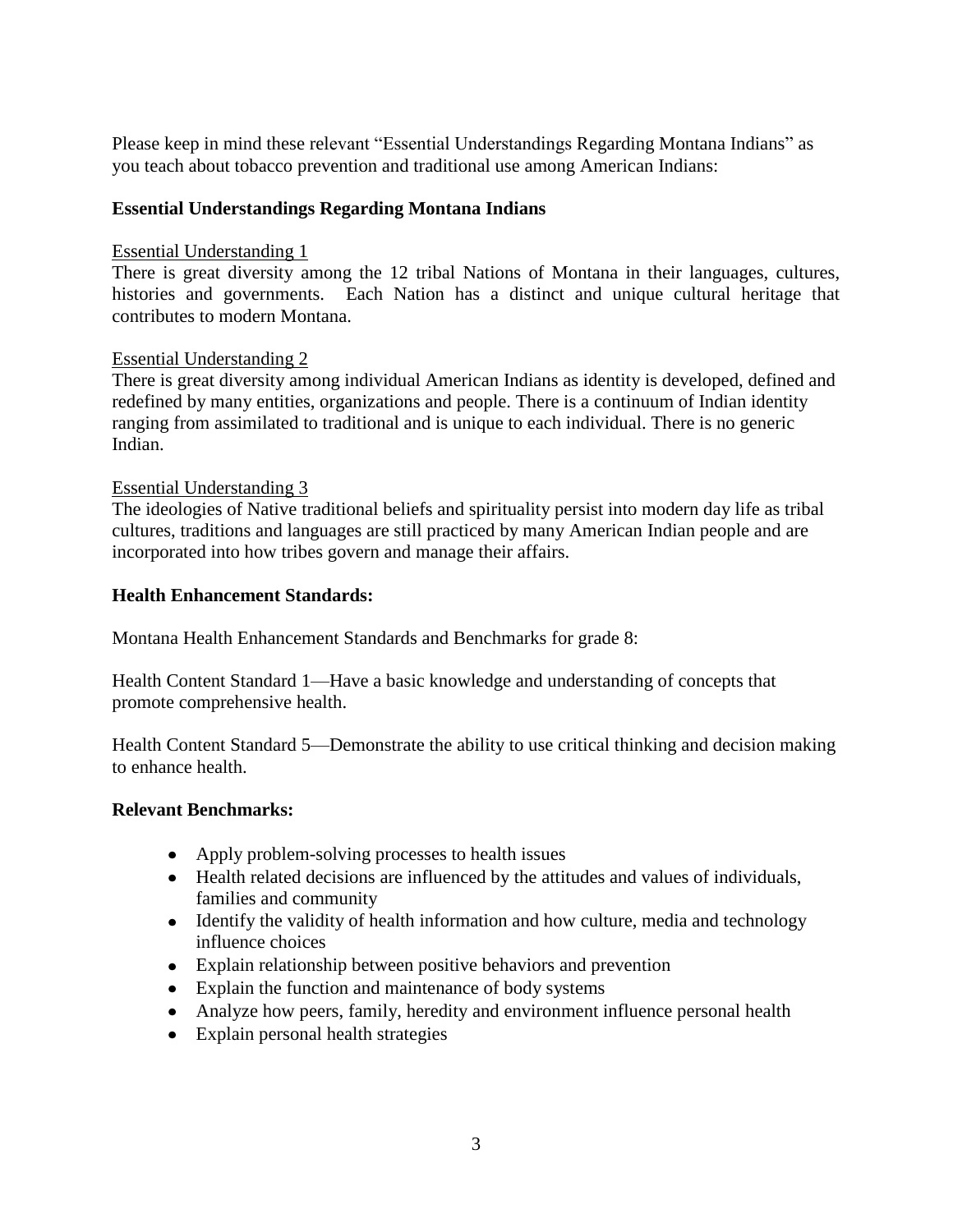Please keep in mind these relevant "Essential Understandings Regarding Montana Indians" as you teach about tobacco prevention and traditional use among American Indians:

## Essential Understandings Regarding Montana Indians

Essential Understanding 1

There is great diversity among the 12 tribal Nations of Montana in their languages, cultures, histories and governments. Each Nation has a distinct and unique cultural heritage that contributes to modern Montana.

Essential Understanding 2

There is great diversity among individual American Indians as identity is developed, defined and redefined by many entities, organizations and people. There is a continuum of Indian identity ranging from assimilated to traditional and is unique to each individual. There is no generic Indian.

Essential Understanding 3

The ideologies of Native traditional beliefs and spirituality persist into modern day life as tribal cultures, traditions and languages are still practiced by many American Indian people and are incorporated into how tribes govern and manage their affairs.

## Health Enhancement Standards:

Montana Health Enhancement Standards and Benchmarks for grade 8:

Health Content Standard 1—Have a basic knowledge and understanding of concepts that promote comprehensive health.

Health Content Standard 5—Demonstrate the ability to use critical thinking and decision making to enhance health.

## Relevant Benchmarks:

- Apply problem-solving processes to health issues
- Health related decisions are influenced by the attitudes and values of individuals, families and community
- Identify the validity of health information and how culture, media and technology influence choices
- Explain relationship between positive behaviors and prevention
- Explain the function and maintenance of body systems
- Analyze how peers, family, heredity and environment influence personal health
- Explain personal health strategies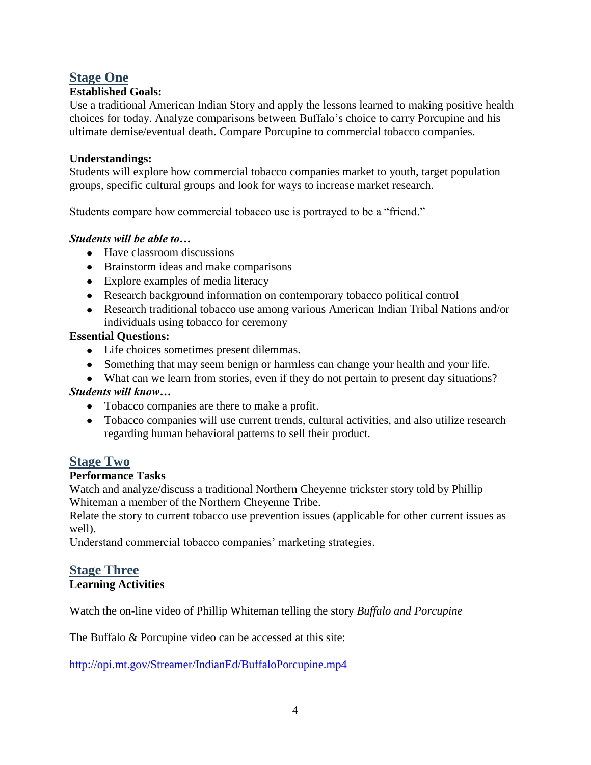## Stage One

**Established Goals:**

Use a traditional American Indian Story and apply the lessons learned to making positive health choices for today. Analyze comparisons between Buffalo's choice to carry Porcupine and his ultimate demise/eventual death. Compare Porcupine to commercial tobacco companies.

**Understandings:**

Students will explore how commercial tobacco companies market to youth, target population groups, specific cultural groups and look for ways to increase market research.

Students compare how commercial tobacco use is portrayed to be a "friend."

***Students will be able to…***

- Have classroom discussions
- Brainstorm ideas and make comparisons
- Explore examples of media literacy
- Research background information on contemporary tobacco political control
- Research traditional tobacco use among various American Indian Tribal Nations and/or individuals using tobacco for ceremony

**Essential Questions:**

- Life choices sometimes present dilemmas.
- Something that may seem benign or harmless can change your health and your life.
- What can we learn from stories, even if they do not pertain to present day situations?

***Students will know…***

- Tobacco companies are there to make a profit.
- Tobacco companies will use current trends, cultural activities, and also utilize research regarding human behavioral patterns to sell their product.

## Stage Two

**Performance Tasks**

Watch and analyze/discuss a traditional Northern Cheyenne trickster story told by Phillip Whiteman a member of the Northern Cheyenne Tribe.

Relate the story to current tobacco use prevention issues (applicable for other current issues as well).

Understand commercial tobacco companies' marketing strategies.

## Stage Three

**Learning Activities**

Watch the on-line video of Phillip Whiteman telling the story *Buffalo and Porcupine*

The Buffalo & Porcupine video can be accessed at this site:

http://opi.mt.gov/Streamer/IndianEd/BuffaloPorcupine.mp4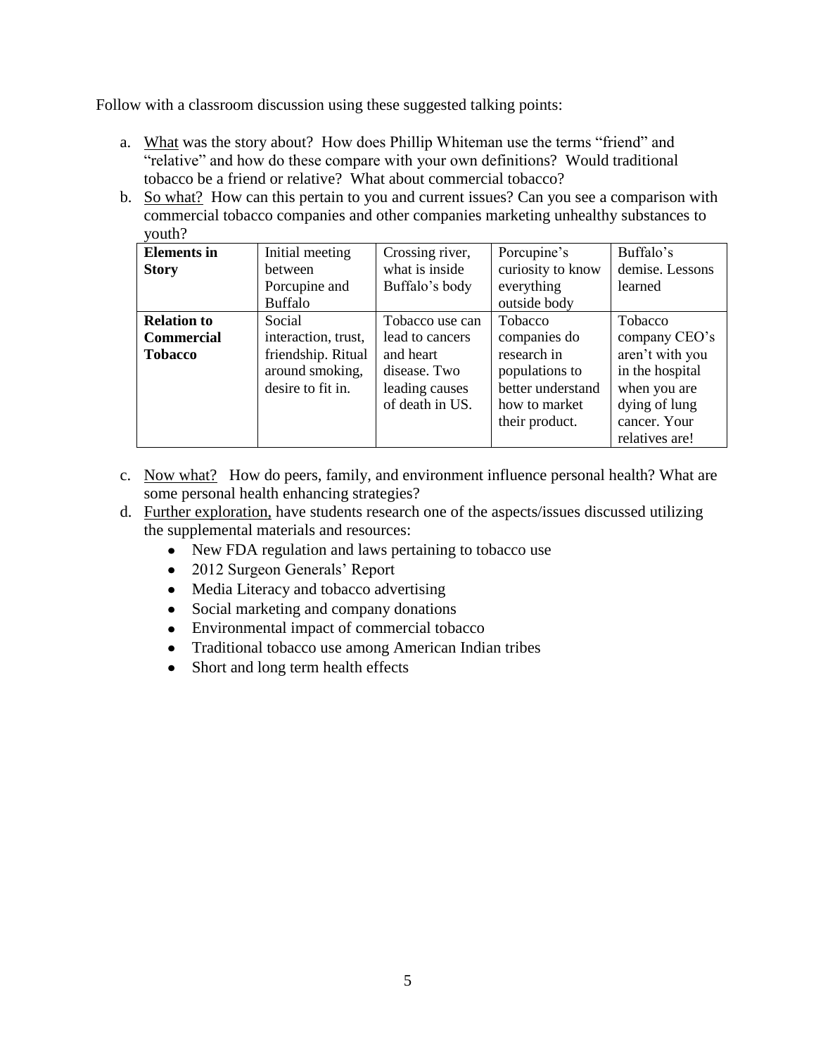Follow with a classroom discussion using these suggested talking points:

a. What was the story about? How does Phillip Whiteman use the terms "friend" and "relative" and how do these compare with your own definitions? Would traditional tobacco be a friend or relative? What about commercial tobacco?
b. So what? How can this pertain to you and current issues? Can you see a comparison with commercial tobacco companies and other companies marketing unhealthy substances to youth?

| **Elements in Story** | Initial meeting between Porcupine and Buffalo | Crossing river, what is inside Buffalo's body | Porcupine's curiosity to know everything outside body | Buffalo's demise. Lessons learned |
|---|---|---|---|---|
| **Relation to Commercial Tobacco** | Social interaction, trust, friendship. Ritual around smoking, desire to fit in. | Tobacco use can lead to cancers and heart disease. Two leading causes of death in US. | Tobacco companies do research in populations to better understand how to market their product. | Tobacco company CEO's aren't with you in the hospital when you are dying of lung cancer. Your relatives are! |

c. Now what? How do peers, family, and environment influence personal health? What are some personal health enhancing strategies?
d. Further exploration, have students research one of the aspects/issues discussed utilizing the supplemental materials and resources:
   - New FDA regulation and laws pertaining to tobacco use
   - 2012 Surgeon Generals' Report
   - Media Literacy and tobacco advertising
   - Social marketing and company donations
   - Environmental impact of commercial tobacco
   - Traditional tobacco use among American Indian tribes
   - Short and long term health effects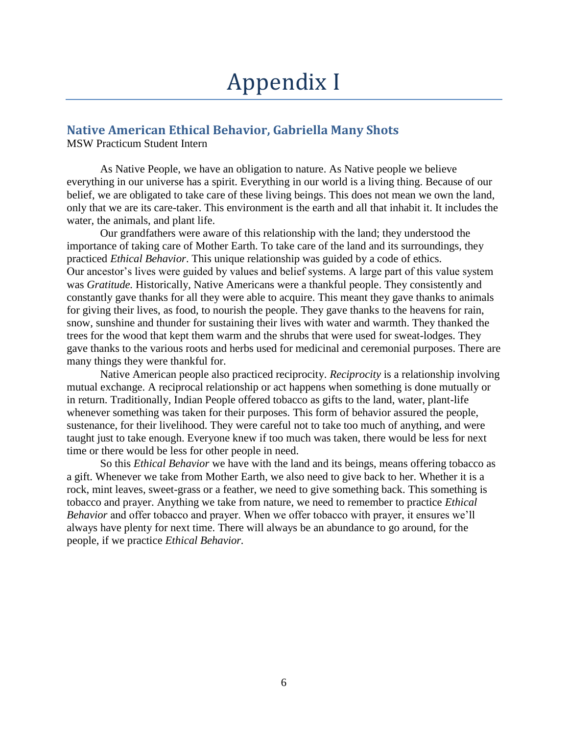# Appendix I

## Native American Ethical Behavior, Gabriella Many Shots

MSW Practicum Student Intern

As Native People, we have an obligation to nature. As Native people we believe everything in our universe has a spirit. Everything in our world is a living thing. Because of our belief, we are obligated to take care of these living beings. This does not mean we own the land, only that we are its care-taker. This environment is the earth and all that inhabit it. It includes the water, the animals, and plant life.

Our grandfathers were aware of this relationship with the land; they understood the importance of taking care of Mother Earth. To take care of the land and its surroundings, they practiced *Ethical Behavior*. This unique relationship was guided by a code of ethics. Our ancestor's lives were guided by values and belief systems. A large part of this value system was *Gratitude.* Historically, Native Americans were a thankful people. They consistently and constantly gave thanks for all they were able to acquire. This meant they gave thanks to animals for giving their lives, as food, to nourish the people. They gave thanks to the heavens for rain, snow, sunshine and thunder for sustaining their lives with water and warmth. They thanked the trees for the wood that kept them warm and the shrubs that were used for sweat-lodges. They gave thanks to the various roots and herbs used for medicinal and ceremonial purposes. There are many things they were thankful for.

Native American people also practiced reciprocity. *Reciprocity* is a relationship involving mutual exchange. A reciprocal relationship or act happens when something is done mutually or in return. Traditionally, Indian People offered tobacco as gifts to the land, water, plant-life whenever something was taken for their purposes. This form of behavior assured the people, sustenance, for their livelihood. They were careful not to take too much of anything, and were taught just to take enough. Everyone knew if too much was taken, there would be less for next time or there would be less for other people in need.

So this *Ethical Behavior* we have with the land and its beings, means offering tobacco as a gift. Whenever we take from Mother Earth, we also need to give back to her. Whether it is a rock, mint leaves, sweet-grass or a feather, we need to give something back. This something is tobacco and prayer. Anything we take from nature, we need to remember to practice *Ethical Behavior* and offer tobacco and prayer. When we offer tobacco with prayer, it ensures we'll always have plenty for next time. There will always be an abundance to go around, for the people, if we practice *Ethical Behavior.*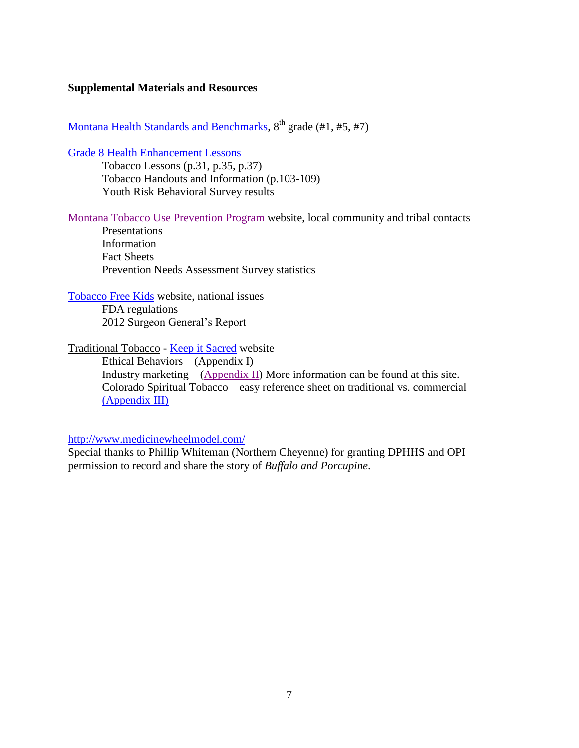**Supplemental Materials and Resources**

Montana Health Standards and Benchmarks, 8th grade (#1, #5, #7)

Grade 8 Health Enhancement Lessons

Tobacco Lessons (p.31, p.35, p.37)
Tobacco Handouts and Information (p.103-109)
Youth Risk Behavioral Survey results

Montana Tobacco Use Prevention Program website, local community and tribal contacts

Presentations
Information
Fact Sheets
Prevention Needs Assessment Survey statistics

Tobacco Free Kids website, national issues

FDA regulations
2012 Surgeon General's Report

Traditional Tobacco - Keep it Sacred website

Ethical Behaviors – (Appendix I)
Industry marketing – (Appendix II) More information can be found at this site.
Colorado Spiritual Tobacco – easy reference sheet on traditional vs. commercial (Appendix III)

http://www.medicinewheelmodel.com/

Special thanks to Phillip Whiteman (Northern Cheyenne) for granting DPHHS and OPI permission to record and share the story of *Buffalo and Porcupine*.